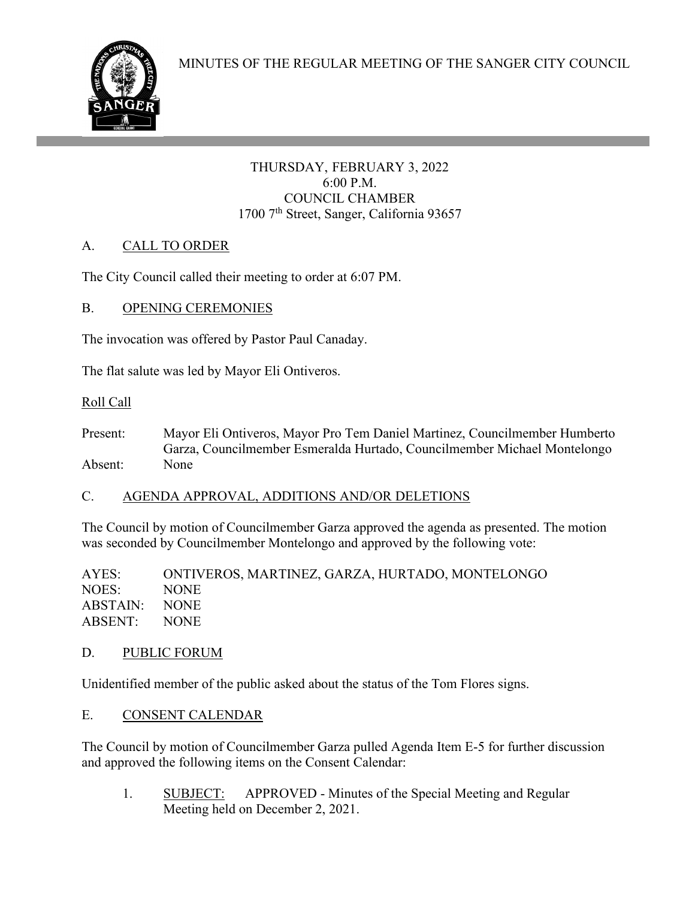# MINUTES OF THE REGULAR MEETING OF THE SANGER CITY COUNCIL

THURSDAY, FEBRUARY 3, 2022
6:00 P.M.
COUNCIL CHAMBER
1700 7th Street, Sanger, California 93657

## A. CALL TO ORDER

The City Council called their meeting to order at 6:07 PM.

## B. OPENING CEREMONIES

The invocation was offered by Pastor Paul Canaday.

The flat salute was led by Mayor Eli Ontiveros.

Roll Call

Present: Mayor Eli Ontiveros, Mayor Pro Tem Daniel Martinez, Councilmember Humberto Garza, Councilmember Esmeralda Hurtado, Councilmember Michael Montelongo
Absent: None

## C. AGENDA APPROVAL, ADDITIONS AND/OR DELETIONS

The Council by motion of Councilmember Garza approved the agenda as presented. The motion was seconded by Councilmember Montelongo and approved by the following vote:

AYES: ONTIVEROS, MARTINEZ, GARZA, HURTADO, MONTELONGO
NOES: NONE
ABSTAIN: NONE
ABSENT: NONE

## D. PUBLIC FORUM

Unidentified member of the public asked about the status of the Tom Flores signs.

## E. CONSENT CALENDAR

The Council by motion of Councilmember Garza pulled Agenda Item E-5 for further discussion and approved the following items on the Consent Calendar:

1. SUBJECT: APPROVED - Minutes of the Special Meeting and Regular Meeting held on December 2, 2021.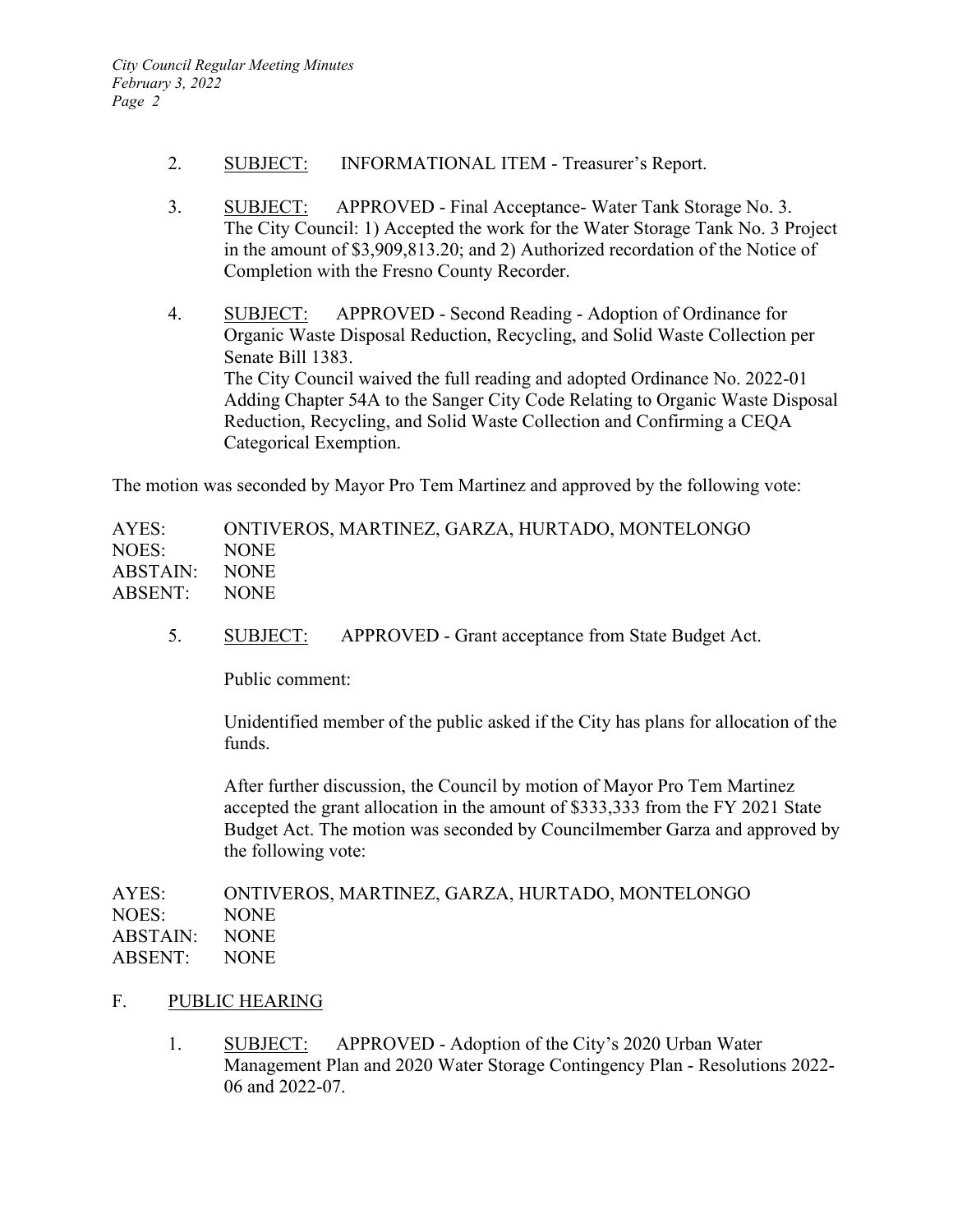2. SUBJECT: INFORMATIONAL ITEM - Treasurer's Report.

3. SUBJECT: APPROVED - Final Acceptance- Water Tank Storage No. 3.
   The City Council: 1) Accepted the work for the Water Storage Tank No. 3 Project in the amount of $3,909,813.20; and 2) Authorized recordation of the Notice of Completion with the Fresno County Recorder.

4. SUBJECT: APPROVED - Second Reading - Adoption of Ordinance for Organic Waste Disposal Reduction, Recycling, and Solid Waste Collection per Senate Bill 1383.
   The City Council waived the full reading and adopted Ordinance No. 2022-01 Adding Chapter 54A to the Sanger City Code Relating to Organic Waste Disposal Reduction, Recycling, and Solid Waste Collection and Confirming a CEQA Categorical Exemption.

The motion was seconded by Mayor Pro Tem Martinez and approved by the following vote:

AYES: ONTIVEROS, MARTINEZ, GARZA, HURTADO, MONTELONGO
NOES: NONE
ABSTAIN: NONE
ABSENT: NONE

5. SUBJECT: APPROVED - Grant acceptance from State Budget Act.

   Public comment:

   Unidentified member of the public asked if the City has plans for allocation of the funds.

   After further discussion, the Council by motion of Mayor Pro Tem Martinez accepted the grant allocation in the amount of $333,333 from the FY 2021 State Budget Act. The motion was seconded by Councilmember Garza and approved by the following vote:

AYES: ONTIVEROS, MARTINEZ, GARZA, HURTADO, MONTELONGO
NOES: NONE
ABSTAIN: NONE
ABSENT: NONE

## F. PUBLIC HEARING

1. SUBJECT: APPROVED - Adoption of the City's 2020 Urban Water Management Plan and 2020 Water Storage Contingency Plan - Resolutions 2022-06 and 2022-07.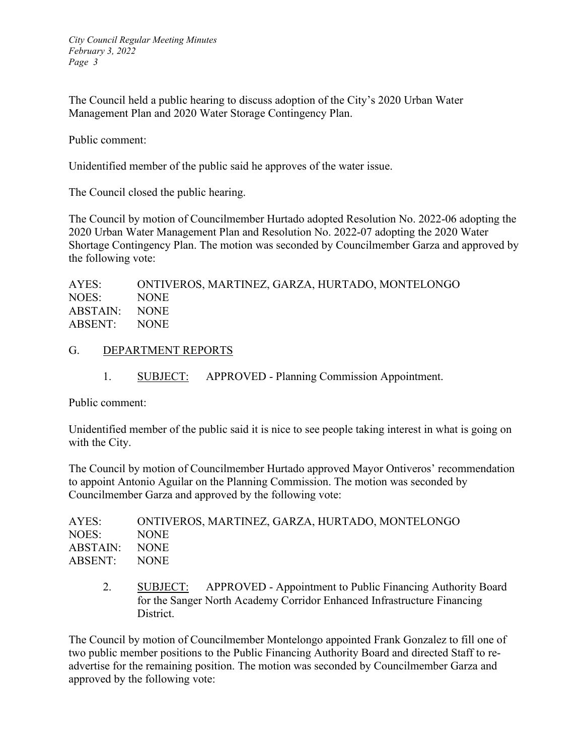The Council held a public hearing to discuss adoption of the City's 2020 Urban Water Management Plan and 2020 Water Storage Contingency Plan.

Public comment:

Unidentified member of the public said he approves of the water issue.

The Council closed the public hearing.

The Council by motion of Councilmember Hurtado adopted Resolution No. 2022-06 adopting the 2020 Urban Water Management Plan and Resolution No. 2022-07 adopting the 2020 Water Shortage Contingency Plan. The motion was seconded by Councilmember Garza and approved by the following vote:

AYES: ONTIVEROS, MARTINEZ, GARZA, HURTADO, MONTELONGO
NOES: NONE
ABSTAIN: NONE
ABSENT: NONE

## G. DEPARTMENT REPORTS

1. SUBJECT: APPROVED - Planning Commission Appointment.

Public comment:

Unidentified member of the public said it is nice to see people taking interest in what is going on with the City.

The Council by motion of Councilmember Hurtado approved Mayor Ontiveros' recommendation to appoint Antonio Aguilar on the Planning Commission. The motion was seconded by Councilmember Garza and approved by the following vote:

AYES: ONTIVEROS, MARTINEZ, GARZA, HURTADO, MONTELONGO
NOES: NONE
ABSTAIN: NONE
ABSENT: NONE

2. SUBJECT: APPROVED - Appointment to Public Financing Authority Board for the Sanger North Academy Corridor Enhanced Infrastructure Financing District.

The Council by motion of Councilmember Montelongo appointed Frank Gonzalez to fill one of two public member positions to the Public Financing Authority Board and directed Staff to re-advertise for the remaining position. The motion was seconded by Councilmember Garza and approved by the following vote: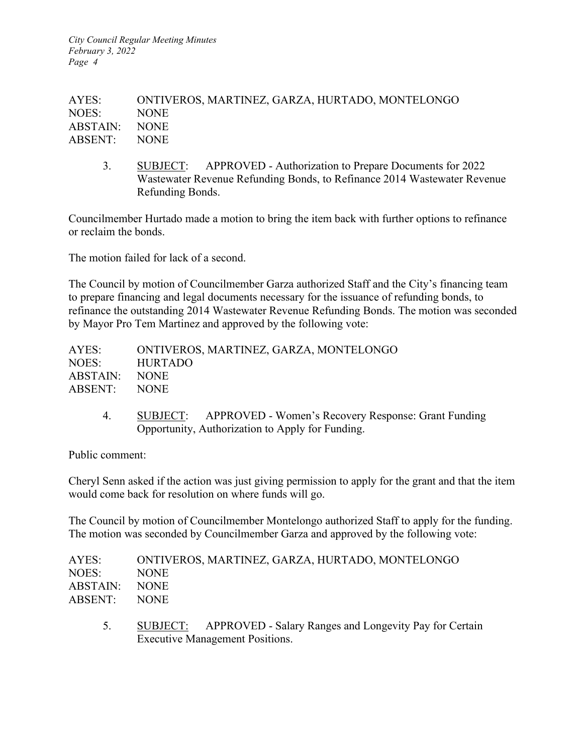AYES: ONTIVEROS, MARTINEZ, GARZA, HURTADO, MONTELONGO
NOES: NONE
ABSTAIN: NONE
ABSENT: NONE

3. SUBJECT: APPROVED - Authorization to Prepare Documents for 2022 Wastewater Revenue Refunding Bonds, to Refinance 2014 Wastewater Revenue Refunding Bonds.

Councilmember Hurtado made a motion to bring the item back with further options to refinance or reclaim the bonds.

The motion failed for lack of a second.

The Council by motion of Councilmember Garza authorized Staff and the City's financing team to prepare financing and legal documents necessary for the issuance of refunding bonds, to refinance the outstanding 2014 Wastewater Revenue Refunding Bonds. The motion was seconded by Mayor Pro Tem Martinez and approved by the following vote:

AYES: ONTIVEROS, MARTINEZ, GARZA, MONTELONGO
NOES: HURTADO
ABSTAIN: NONE
ABSENT: NONE

4. SUBJECT: APPROVED - Women's Recovery Response: Grant Funding Opportunity, Authorization to Apply for Funding.

Public comment:

Cheryl Senn asked if the action was just giving permission to apply for the grant and that the item would come back for resolution on where funds will go.

The Council by motion of Councilmember Montelongo authorized Staff to apply for the funding. The motion was seconded by Councilmember Garza and approved by the following vote:

AYES: ONTIVEROS, MARTINEZ, GARZA, HURTADO, MONTELONGO
NOES: NONE
ABSTAIN: NONE
ABSENT: NONE

5. SUBJECT: APPROVED - Salary Ranges and Longevity Pay for Certain Executive Management Positions.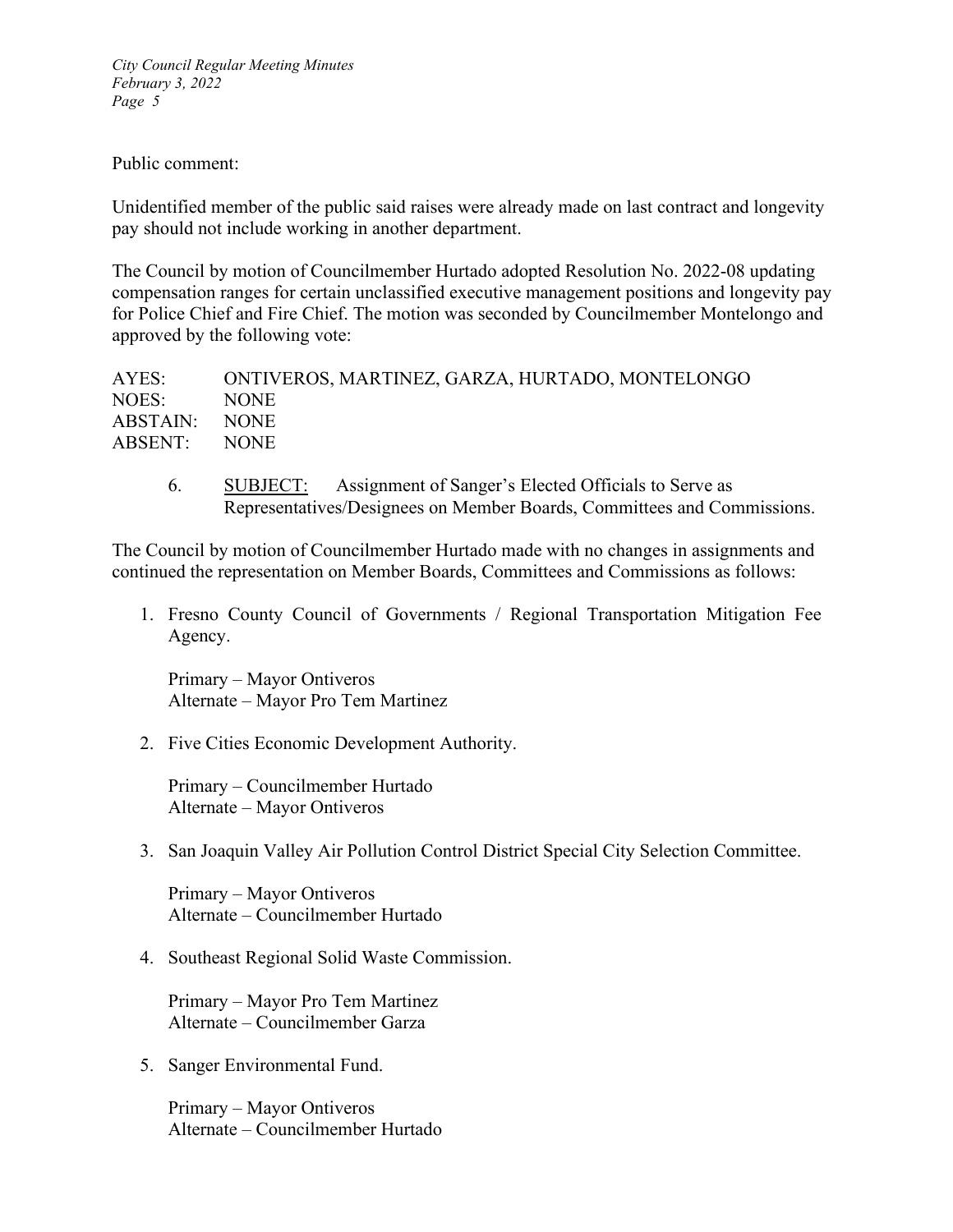Public comment:

Unidentified member of the public said raises were already made on last contract and longevity pay should not include working in another department.

The Council by motion of Councilmember Hurtado adopted Resolution No. 2022-08 updating compensation ranges for certain unclassified executive management positions and longevity pay for Police Chief and Fire Chief. The motion was seconded by Councilmember Montelongo and approved by the following vote:

AYES: ONTIVEROS, MARTINEZ, GARZA, HURTADO, MONTELONGO
NOES: NONE
ABSTAIN: NONE
ABSENT: NONE

6. SUBJECT: Assignment of Sanger's Elected Officials to Serve as Representatives/Designees on Member Boards, Committees and Commissions.

The Council by motion of Councilmember Hurtado made with no changes in assignments and continued the representation on Member Boards, Committees and Commissions as follows:

1. Fresno County Council of Governments / Regional Transportation Mitigation Fee Agency.

   Primary – Mayor Ontiveros
   Alternate – Mayor Pro Tem Martinez

2. Five Cities Economic Development Authority.

   Primary – Councilmember Hurtado
   Alternate – Mayor Ontiveros

3. San Joaquin Valley Air Pollution Control District Special City Selection Committee.

   Primary – Mayor Ontiveros
   Alternate – Councilmember Hurtado

4. Southeast Regional Solid Waste Commission.

   Primary – Mayor Pro Tem Martinez
   Alternate – Councilmember Garza

5. Sanger Environmental Fund.

   Primary – Mayor Ontiveros
   Alternate – Councilmember Hurtado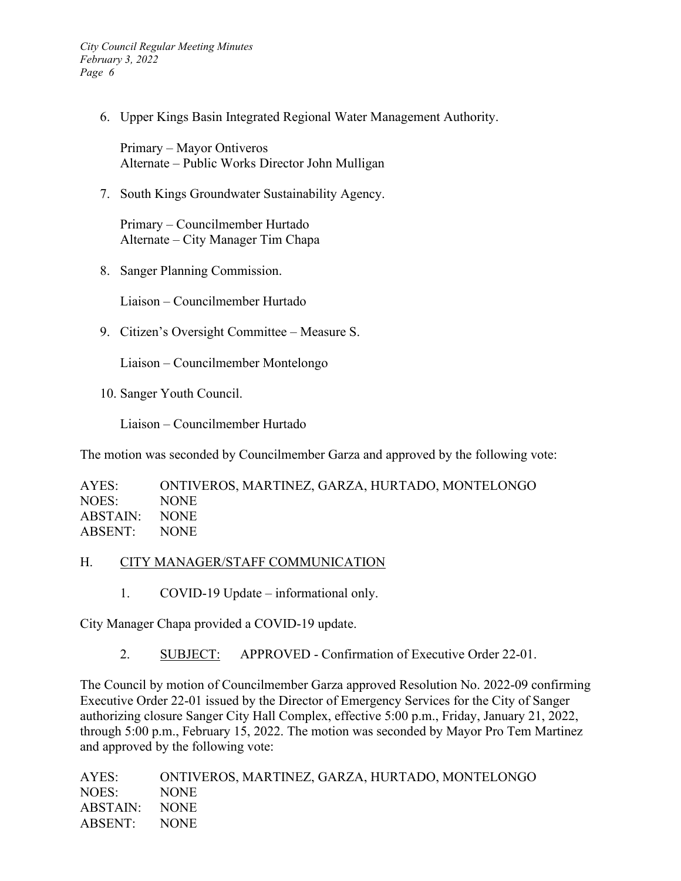6. Upper Kings Basin Integrated Regional Water Management Authority.

   Primary – Mayor Ontiveros
   Alternate – Public Works Director John Mulligan

7. South Kings Groundwater Sustainability Agency.

   Primary – Councilmember Hurtado
   Alternate – City Manager Tim Chapa

8. Sanger Planning Commission.

   Liaison – Councilmember Hurtado

9. Citizen's Oversight Committee – Measure S.

   Liaison – Councilmember Montelongo

10. Sanger Youth Council.

    Liaison – Councilmember Hurtado

The motion was seconded by Councilmember Garza and approved by the following vote:

AYES: ONTIVEROS, MARTINEZ, GARZA, HURTADO, MONTELONGO
NOES: NONE
ABSTAIN: NONE
ABSENT: NONE

H. CITY MANAGER/STAFF COMMUNICATION

1. COVID-19 Update – informational only.

City Manager Chapa provided a COVID-19 update.

2. SUBJECT: APPROVED - Confirmation of Executive Order 22-01.

The Council by motion of Councilmember Garza approved Resolution No. 2022-09 confirming Executive Order 22-01 issued by the Director of Emergency Services for the City of Sanger authorizing closure Sanger City Hall Complex, effective 5:00 p.m., Friday, January 21, 2022, through 5:00 p.m., February 15, 2022. The motion was seconded by Mayor Pro Tem Martinez and approved by the following vote:

AYES: ONTIVEROS, MARTINEZ, GARZA, HURTADO, MONTELONGO
NOES: NONE
ABSTAIN: NONE
ABSENT: NONE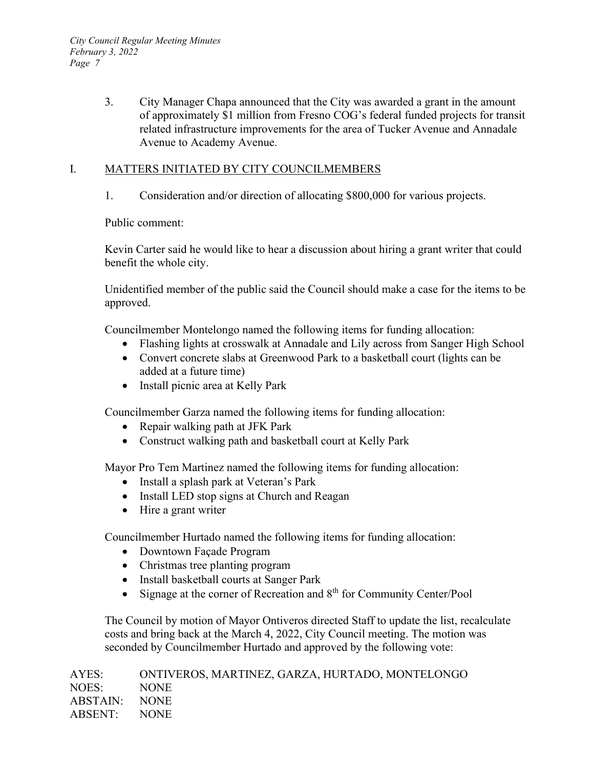3. City Manager Chapa announced that the City was awarded a grant in the amount of approximately $1 million from Fresno COG's federal funded projects for transit related infrastructure improvements for the area of Tucker Avenue and Annadale Avenue to Academy Avenue.

## I. MATTERS INITIATED BY CITY COUNCILMEMBERS

1. Consideration and/or direction of allocating $800,000 for various projects.

Public comment:

Kevin Carter said he would like to hear a discussion about hiring a grant writer that could benefit the whole city.

Unidentified member of the public said the Council should make a case for the items to be approved.

Councilmember Montelongo named the following items for funding allocation:

- Flashing lights at crosswalk at Annadale and Lily across from Sanger High School
- Convert concrete slabs at Greenwood Park to a basketball court (lights can be added at a future time)
- Install picnic area at Kelly Park

Councilmember Garza named the following items for funding allocation:

- Repair walking path at JFK Park
- Construct walking path and basketball court at Kelly Park

Mayor Pro Tem Martinez named the following items for funding allocation:

- Install a splash park at Veteran's Park
- Install LED stop signs at Church and Reagan
- Hire a grant writer

Councilmember Hurtado named the following items for funding allocation:

- Downtown Façade Program
- Christmas tree planting program
- Install basketball courts at Sanger Park
- Signage at the corner of Recreation and 8th for Community Center/Pool

The Council by motion of Mayor Ontiveros directed Staff to update the list, recalculate costs and bring back at the March 4, 2022, City Council meeting. The motion was seconded by Councilmember Hurtado and approved by the following vote:

AYES: ONTIVEROS, MARTINEZ, GARZA, HURTADO, MONTELONGO
NOES: NONE
ABSTAIN: NONE
ABSENT: NONE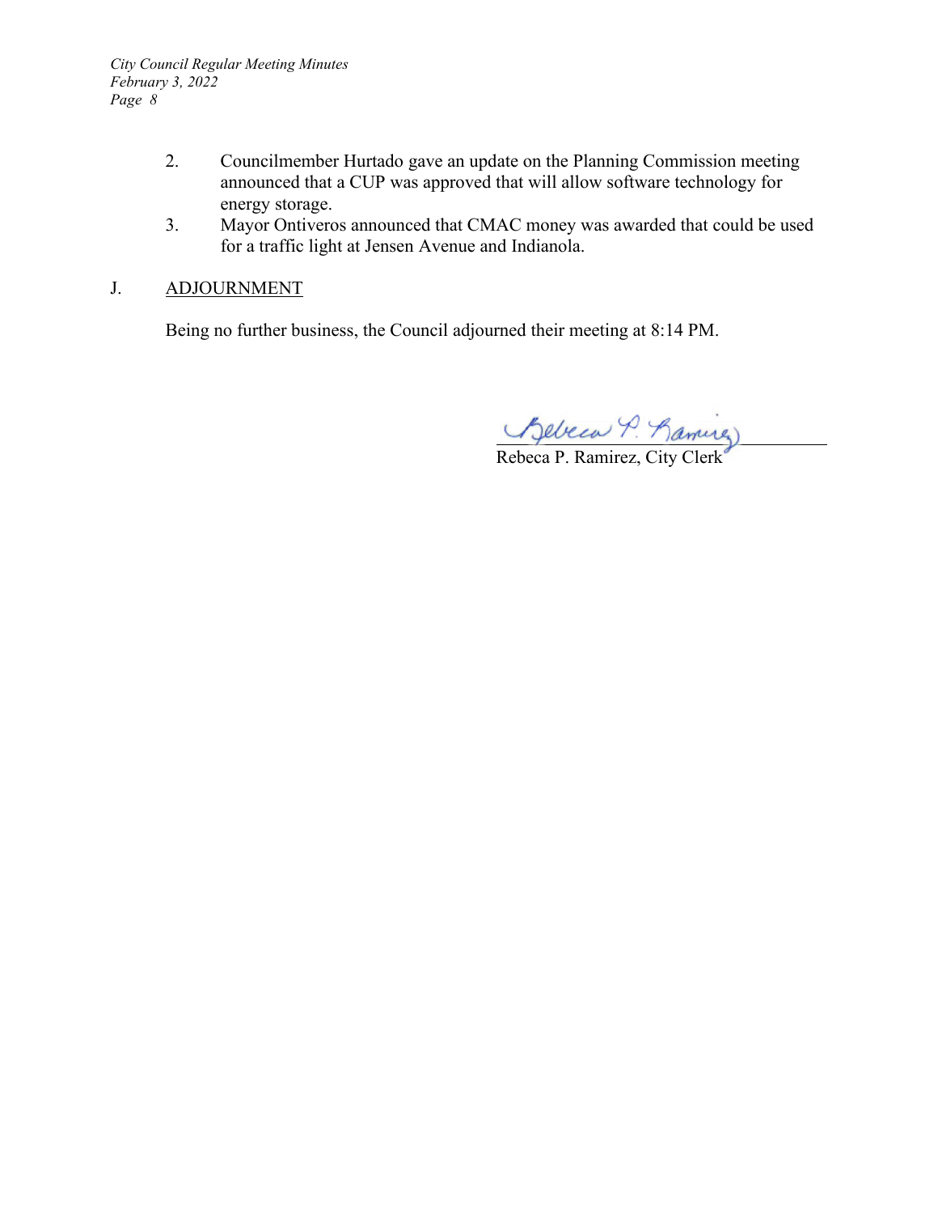2. Councilmember Hurtado gave an update on the Planning Commission meeting announced that a CUP was approved that will allow software technology for energy storage.
3. Mayor Ontiveros announced that CMAC money was awarded that could be used for a traffic light at Jensen Avenue and Indianola.

J. ADJOURNMENT

Being no further business, the Council adjourned their meeting at 8:14 PM.

Rebeca P. Ramirez, City Clerk